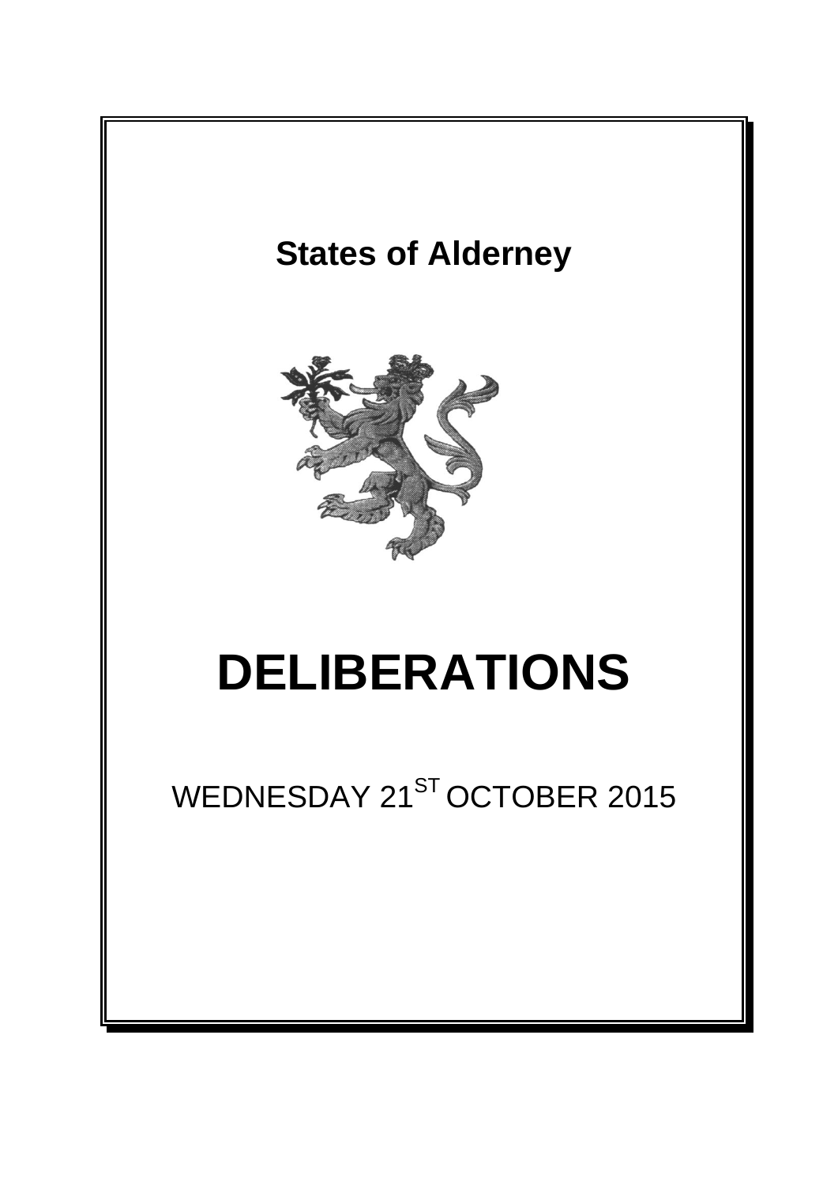# States of Alderney

# DELIBERATIONS

WEDNESDAY 21[ST] OCTOBER 2015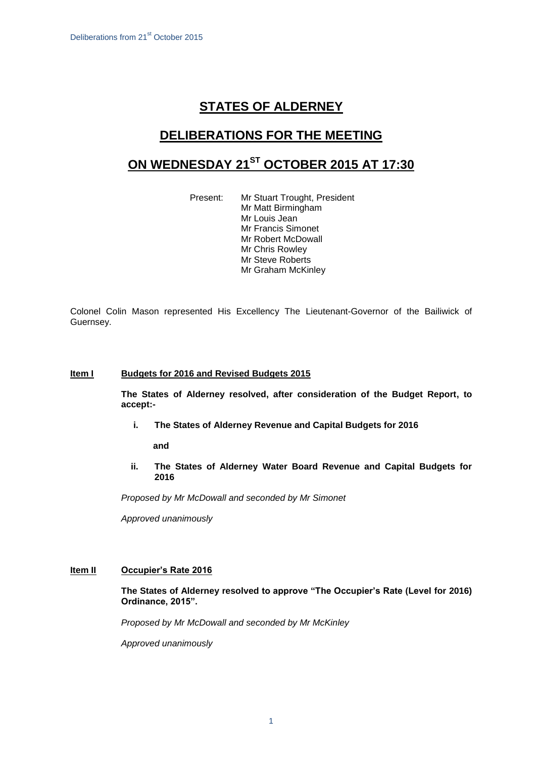# STATES OF ALDERNEY

## DELIBERATIONS FOR THE MEETING

## ON WEDNESDAY 21ST OCTOBER 2015 AT 17:30

Present: Mr Stuart Trought, President
Mr Matt Birmingham
Mr Louis Jean
Mr Francis Simonet
Mr Robert McDowall
Mr Chris Rowley
Mr Steve Roberts
Mr Graham McKinley

Colonel Colin Mason represented His Excellency The Lieutenant-Governor of the Bailiwick of Guernsey.

**Item I Budgets for 2016 and Revised Budgets 2015**

**The States of Alderney resolved, after consideration of the Budget Report, to accept:-**

**i. The States of Alderney Revenue and Capital Budgets for 2016**

**and**

**ii. The States of Alderney Water Board Revenue and Capital Budgets for 2016**

*Proposed by Mr McDowall and seconded by Mr Simonet*

*Approved unanimously*

**Item II Occupier's Rate 2016**

**The States of Alderney resolved to approve "The Occupier's Rate (Level for 2016) Ordinance, 2015".**

*Proposed by Mr McDowall and seconded by Mr McKinley*

*Approved unanimously*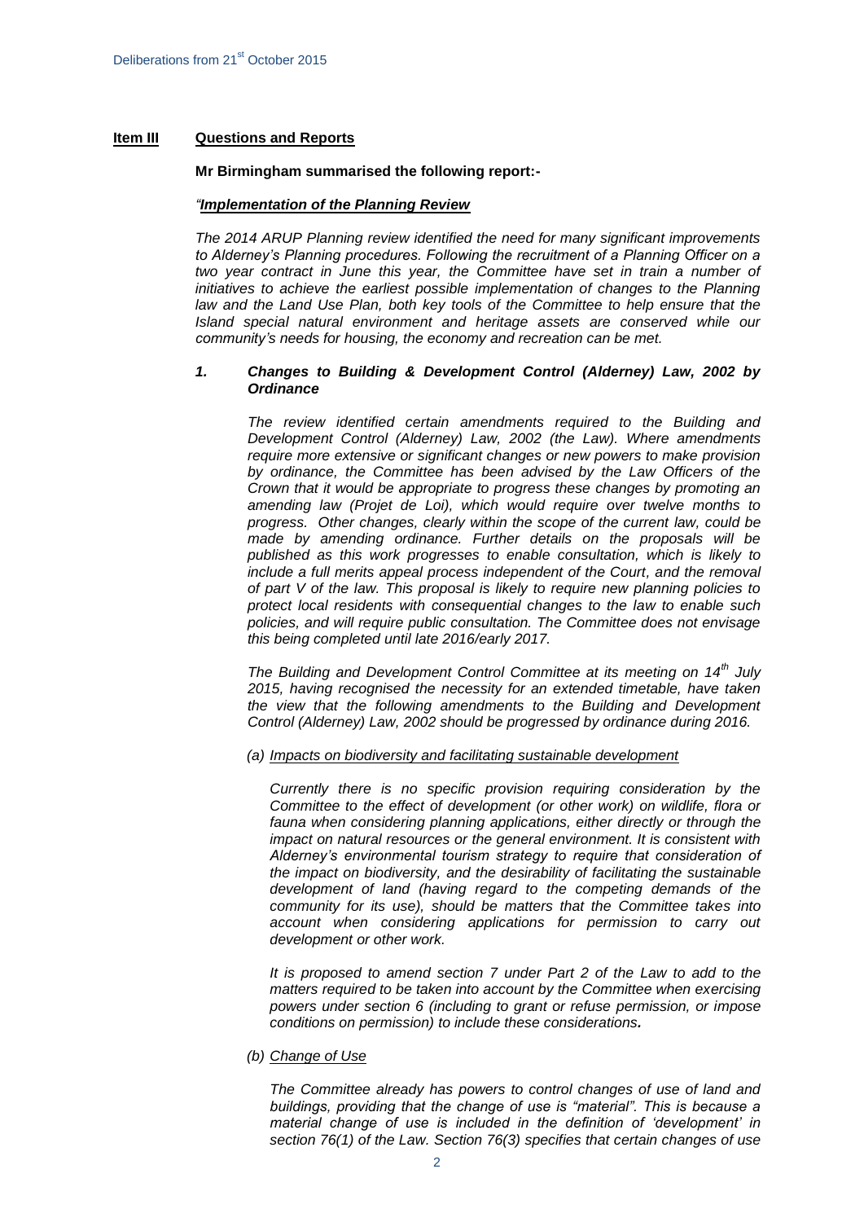**Item III Questions and Reports**

**Mr Birmingham summarised the following report:-**

*"**Implementation of the Planning Review***

*The 2014 ARUP Planning review identified the need for many significant improvements to Alderney's Planning procedures. Following the recruitment of a Planning Officer on a two year contract in June this year, the Committee have set in train a number of initiatives to achieve the earliest possible implementation of changes to the Planning law and the Land Use Plan, both key tools of the Committee to help ensure that the Island special natural environment and heritage assets are conserved while our community's needs for housing, the economy and recreation can be met.*

***1. Changes to Building & Development Control (Alderney) Law, 2002 by Ordinance***

*The review identified certain amendments required to the Building and Development Control (Alderney) Law, 2002 (the Law). Where amendments require more extensive or significant changes or new powers to make provision by ordinance, the Committee has been advised by the Law Officers of the Crown that it would be appropriate to progress these changes by promoting an amending law (Projet de Loi), which would require over twelve months to progress. Other changes, clearly within the scope of the current law, could be made by amending ordinance. Further details on the proposals will be published as this work progresses to enable consultation, which is likely to include a full merits appeal process independent of the Court, and the removal of part V of the law. This proposal is likely to require new planning policies to protect local residents with consequential changes to the law to enable such policies, and will require public consultation. The Committee does not envisage this being completed until late 2016/early 2017.*

*The Building and Development Control Committee at its meeting on 14th July 2015, having recognised the necessity for an extended timetable, have taken the view that the following amendments to the Building and Development Control (Alderney) Law, 2002 should be progressed by ordinance during 2016.*

*(a) Impacts on biodiversity and facilitating sustainable development*

*Currently there is no specific provision requiring consideration by the Committee to the effect of development (or other work) on wildlife, flora or fauna when considering planning applications, either directly or through the impact on natural resources or the general environment. It is consistent with Alderney's environmental tourism strategy to require that consideration of the impact on biodiversity, and the desirability of facilitating the sustainable development of land (having regard to the competing demands of the community for its use), should be matters that the Committee takes into account when considering applications for permission to carry out development or other work.*

*It is proposed to amend section 7 under Part 2 of the Law to add to the matters required to be taken into account by the Committee when exercising powers under section 6 (including to grant or refuse permission, or impose conditions on permission) to include these considerations.*

*(b) Change of Use*

*The Committee already has powers to control changes of use of land and buildings, providing that the change of use is "material". This is because a material change of use is included in the definition of 'development' in section 76(1) of the Law. Section 76(3) specifies that certain changes of use*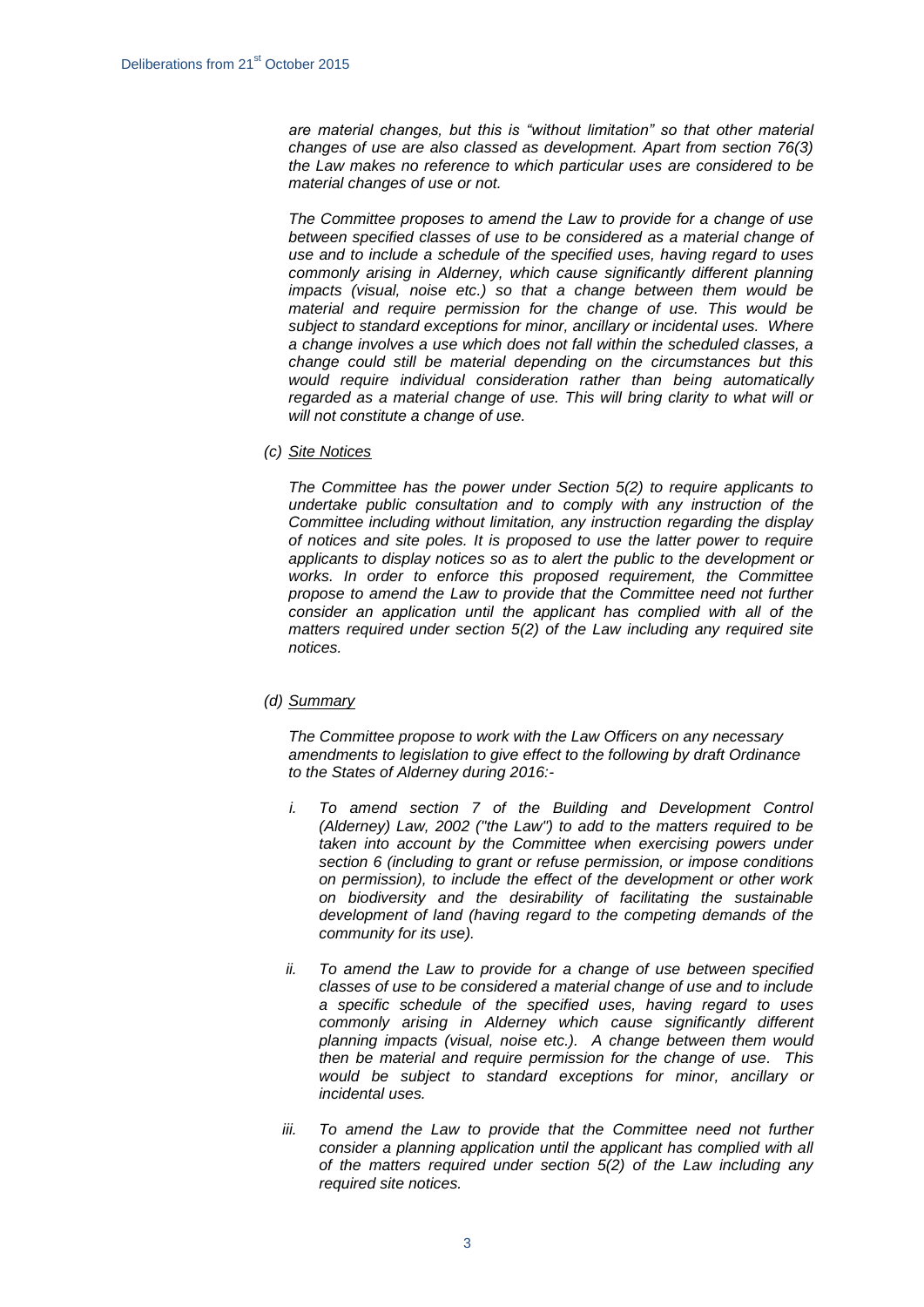*are material changes, but this is "without limitation" so that other material changes of use are also classed as development. Apart from section 76(3) the Law makes no reference to which particular uses are considered to be material changes of use or not.*

*The Committee proposes to amend the Law to provide for a change of use between specified classes of use to be considered as a material change of use and to include a schedule of the specified uses, having regard to uses commonly arising in Alderney, which cause significantly different planning impacts (visual, noise etc.) so that a change between them would be material and require permission for the change of use. This would be subject to standard exceptions for minor, ancillary or incidental uses. Where a change involves a use which does not fall within the scheduled classes, a change could still be material depending on the circumstances but this would require individual consideration rather than being automatically regarded as a material change of use. This will bring clarity to what will or will not constitute a change of use.*

*(c) Site Notices*

*The Committee has the power under Section 5(2) to require applicants to undertake public consultation and to comply with any instruction of the Committee including without limitation, any instruction regarding the display of notices and site poles. It is proposed to use the latter power to require applicants to display notices so as to alert the public to the development or works. In order to enforce this proposed requirement, the Committee propose to amend the Law to provide that the Committee need not further consider an application until the applicant has complied with all of the matters required under section 5(2) of the Law including any required site notices.*

*(d) Summary*

*The Committee propose to work with the Law Officers on any necessary amendments to legislation to give effect to the following by draft Ordinance to the States of Alderney during 2016:-*

*i. To amend section 7 of the Building and Development Control (Alderney) Law, 2002 ("the Law") to add to the matters required to be taken into account by the Committee when exercising powers under section 6 (including to grant or refuse permission, or impose conditions on permission), to include the effect of the development or other work on biodiversity and the desirability of facilitating the sustainable development of land (having regard to the competing demands of the community for its use).*

*ii. To amend the Law to provide for a change of use between specified classes of use to be considered a material change of use and to include a specific schedule of the specified uses, having regard to uses commonly arising in Alderney which cause significantly different planning impacts (visual, noise etc.). A change between them would then be material and require permission for the change of use. This would be subject to standard exceptions for minor, ancillary or incidental uses.*

*iii. To amend the Law to provide that the Committee need not further consider a planning application until the applicant has complied with all of the matters required under section 5(2) of the Law including any required site notices.*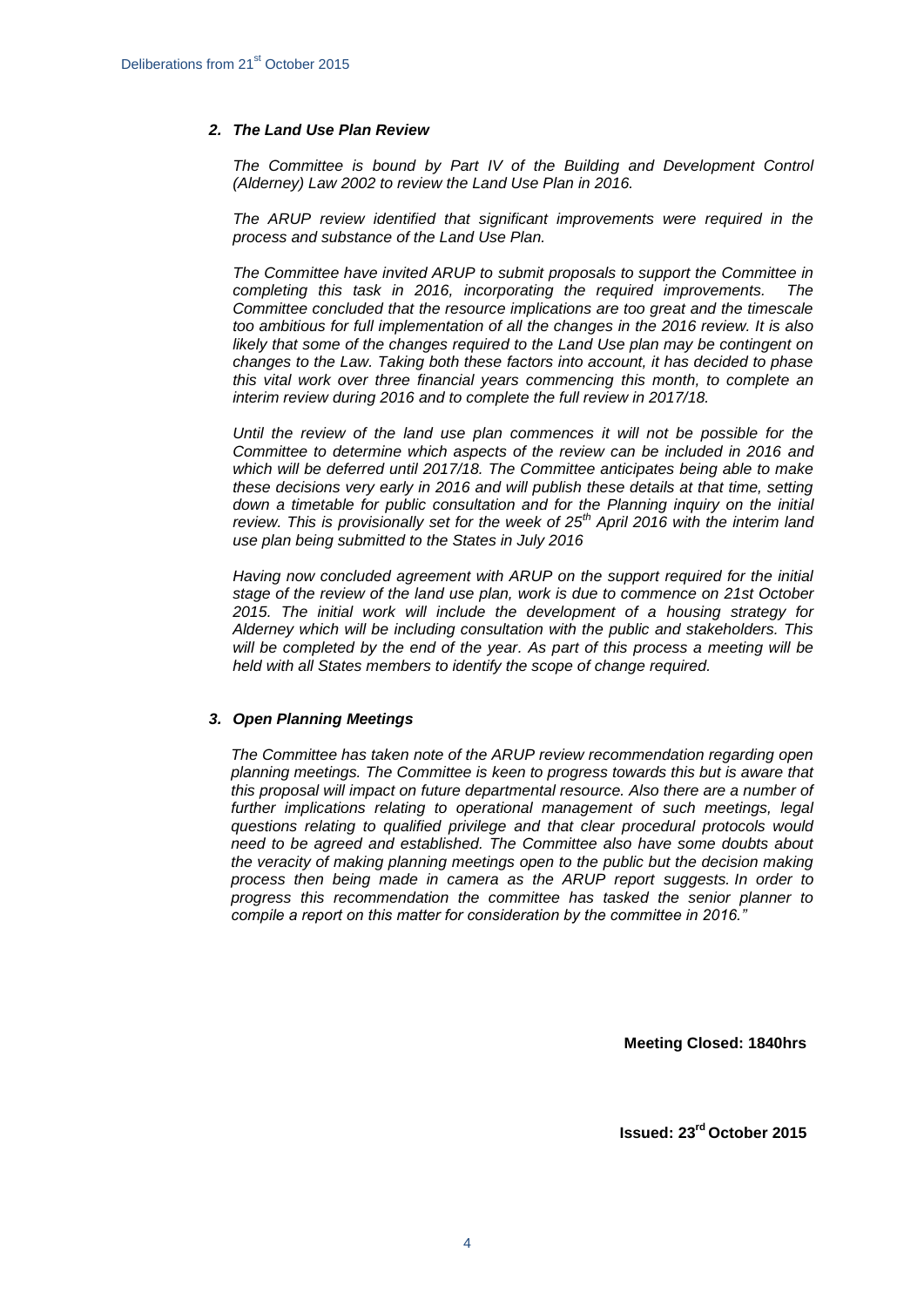### *2. The Land Use Plan Review*

*The Committee is bound by Part IV of the Building and Development Control (Alderney) Law 2002 to review the Land Use Plan in 2016.*

*The ARUP review identified that significant improvements were required in the process and substance of the Land Use Plan.*

*The Committee have invited ARUP to submit proposals to support the Committee in completing this task in 2016, incorporating the required improvements. The Committee concluded that the resource implications are too great and the timescale too ambitious for full implementation of all the changes in the 2016 review. It is also likely that some of the changes required to the Land Use plan may be contingent on changes to the Law. Taking both these factors into account, it has decided to phase this vital work over three financial years commencing this month, to complete an interim review during 2016 and to complete the full review in 2017/18.*

*Until the review of the land use plan commences it will not be possible for the Committee to determine which aspects of the review can be included in 2016 and which will be deferred until 2017/18. The Committee anticipates being able to make these decisions very early in 2016 and will publish these details at that time, setting down a timetable for public consultation and for the Planning inquiry on the initial review. This is provisionally set for the week of 25th April 2016 with the interim land use plan being submitted to the States in July 2016*

*Having now concluded agreement with ARUP on the support required for the initial stage of the review of the land use plan, work is due to commence on 21st October 2015. The initial work will include the development of a housing strategy for Alderney which will be including consultation with the public and stakeholders. This will be completed by the end of the year. As part of this process a meeting will be held with all States members to identify the scope of change required.*

### *3. Open Planning Meetings*

*The Committee has taken note of the ARUP review recommendation regarding open planning meetings. The Committee is keen to progress towards this but is aware that this proposal will impact on future departmental resource. Also there are a number of further implications relating to operational management of such meetings, legal questions relating to qualified privilege and that clear procedural protocols would need to be agreed and established. The Committee also have some doubts about the veracity of making planning meetings open to the public but the decision making process then being made in camera as the ARUP report suggests. In order to progress this recommendation the committee has tasked the senior planner to compile a report on this matter for consideration by the committee in 2016."*

**Meeting Closed: 1840hrs**

**Issued: 23rd October 2015**